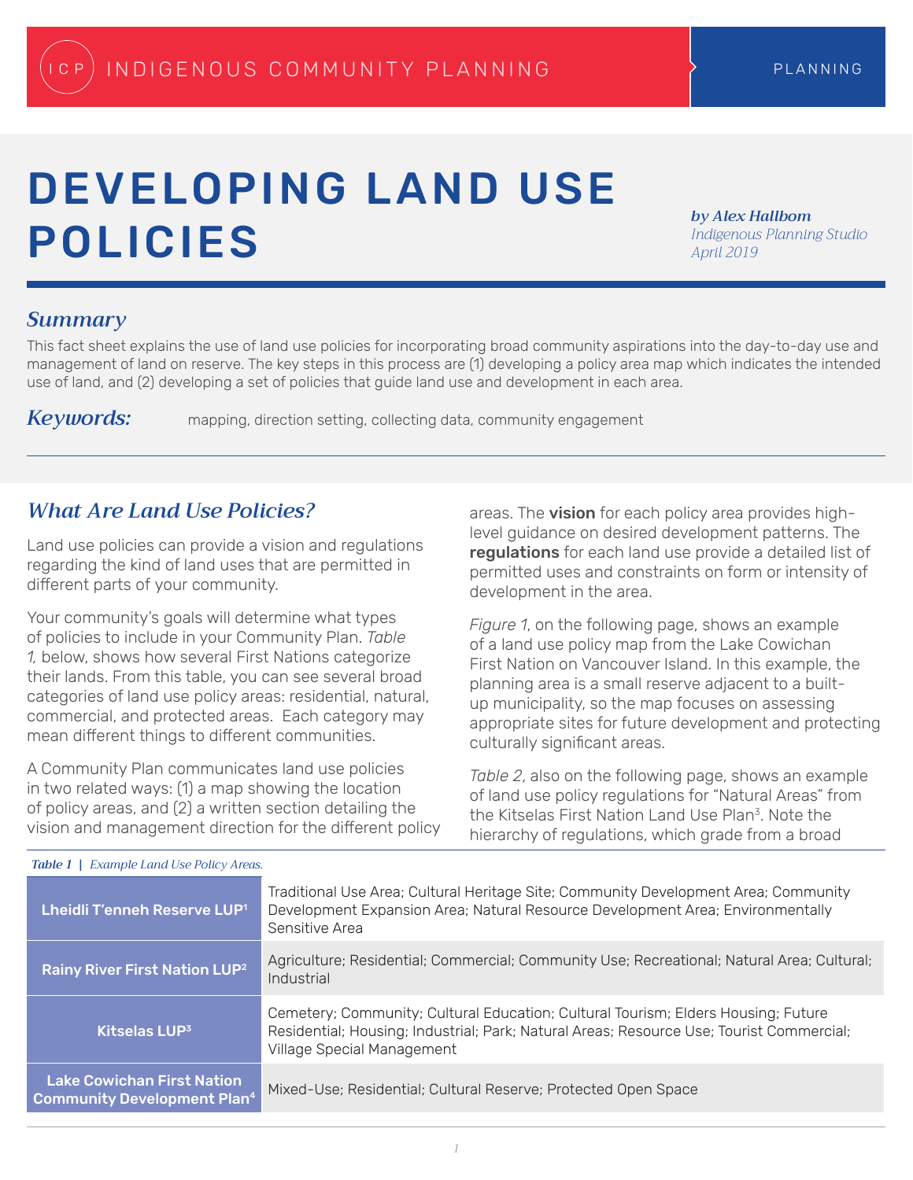INDIGENOUS COMMUNITY PLANNING — PLANNING

# DEVELOPING LAND USE POLICIES

*by Alex Hallbom*
*Indigenous Planning Studio*
*April 2019*

## *Summary*

This fact sheet explains the use of land use policies for incorporating broad community aspirations into the day-to-day use and management of land on reserve. The key steps in this process are (1) developing a policy area map which indicates the intended use of land, and (2) developing a set of policies that guide land use and development in each area.

***Keywords:*** mapping, direction setting, collecting data, community engagement

## *What Are Land Use Policies?*

Land use policies can provide a vision and regulations regarding the kind of land uses that are permitted in different parts of your community.

Your community's goals will determine what types of policies to include in your Community Plan. *Table 1,* below, shows how several First Nations categorize their lands. From this table, you can see several broad categories of land use policy areas: residential, natural, commercial, and protected areas. Each category may mean different things to different communities.

A Community Plan communicates land use policies in two related ways: (1) a map showing the location of policy areas, and (2) a written section detailing the vision and management direction for the different policy areas. The **vision** for each policy area provides high-level guidance on desired development patterns. The **regulations** for each land use provide a detailed list of permitted uses and constraints on form or intensity of development in the area.

*Figure 1,* on the following page, shows an example of a land use policy map from the Lake Cowichan First Nation on Vancouver Island. In this example, the planning area is a small reserve adjacent to a built-up municipality, so the map focuses on assessing appropriate sites for future development and protecting culturally significant areas.

*Table 2*, also on the following page, shows an example of land use policy regulations for "Natural Areas" from the Kitselas First Nation Land Use Plan[3]. Note the hierarchy of regulations, which grade from a broad

*Table 1 | Example Land Use Policy Areas.*

| | |
|---|---|
| **Lheidli T'enneh Reserve LUP[1]** | Traditional Use Area; Cultural Heritage Site; Community Development Area; Community Development Expansion Area; Natural Resource Development Area; Environmentally Sensitive Area |
| **Rainy River First Nation LUP[2]** | Agriculture; Residential; Commercial; Community Use; Recreational; Natural Area; Cultural; Industrial |
| **Kitselas LUP[3]** | Cemetery; Community; Cultural Education; Cultural Tourism; Elders Housing; Future Residential; Housing; Industrial; Park; Natural Areas; Resource Use; Tourist Commercial; Village Special Management |
| **Lake Cowichan First Nation Community Development Plan[4]** | Mixed-Use; Residential; Cultural Reserve; Protected Open Space |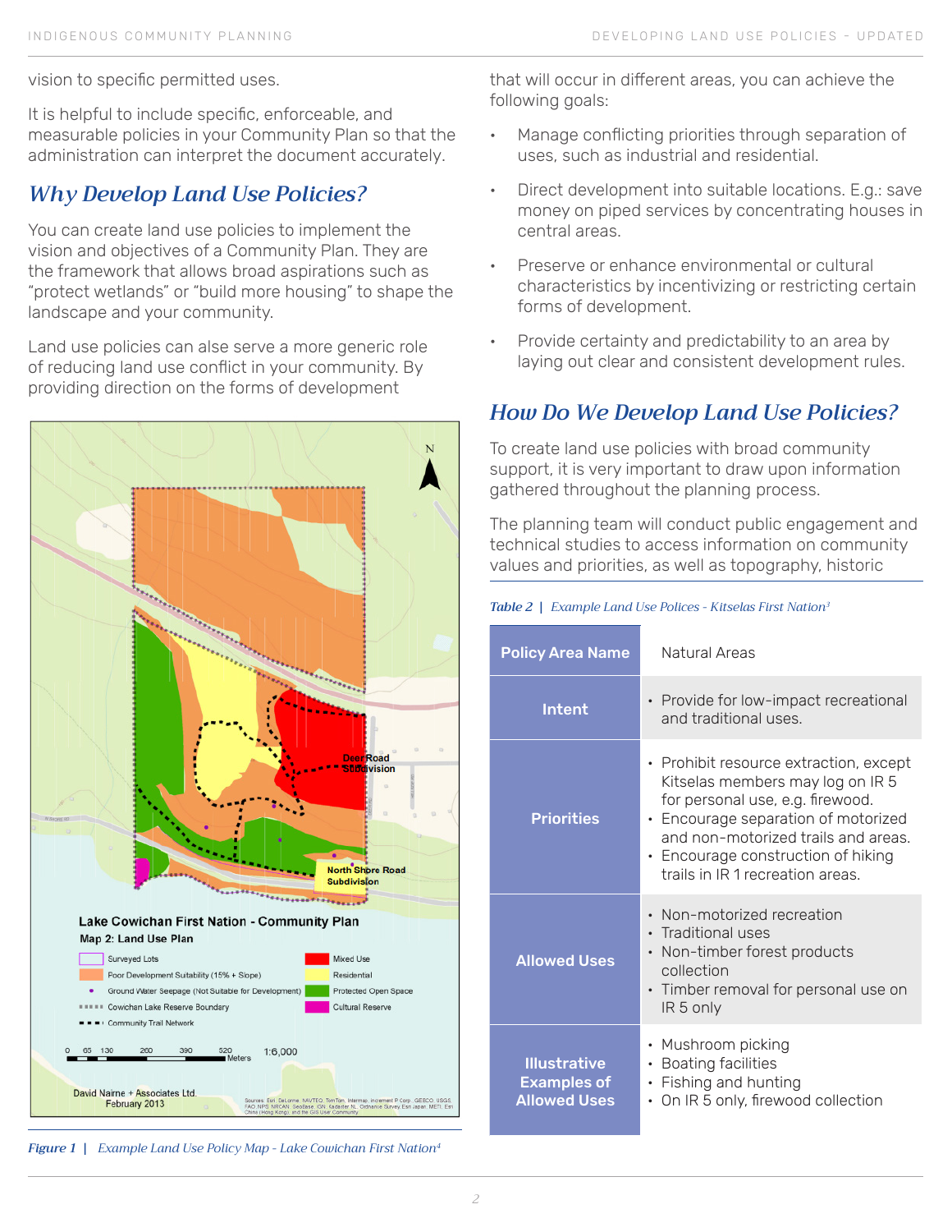vision to specific permitted uses.

It is helpful to include specific, enforceable, and measurable policies in your Community Plan so that the administration can interpret the document accurately.

## Why Develop Land Use Policies?

You can create land use policies to implement the vision and objectives of a Community Plan. They are the framework that allows broad aspirations such as "protect wetlands" or "build more housing" to shape the landscape and your community.

Land use policies can alse serve a more generic role of reducing land use conflict in your community. By providing direction on the forms of development that will occur in different areas, you can achieve the following goals:

- Manage conflicting priorities through separation of uses, such as industrial and residential.
- Direct development into suitable locations. E.g.: save money on piped services by concentrating houses in central areas.
- Preserve or enhance environmental or cultural characteristics by incentivizing or restricting certain forms of development.
- Provide certainty and predictability to an area by laying out clear and consistent development rules.

*Figure 1 | Example Land Use Policy Map - Lake Cowichan First Nation*[4]

## How Do We Develop Land Use Policies?

To create land use policies with broad community support, it is very important to draw upon information gathered throughout the planning process.

The planning team will conduct public engagement and technical studies to access information on community values and priorities, as well as topography, historic

*Table 2 | Example Land Use Polices - Kitselas First Nation*[3]

| Policy Area Name | Natural Areas |
|---|---|
| Intent | • Provide for low-impact recreational and traditional uses. |
| Priorities | • Prohibit resource extraction, except Kitselas members may log on IR 5 for personal use, e.g. firewood.<br>• Encourage separation of motorized and non-motorized trails and areas.<br>• Encourage construction of hiking trails in IR 1 recreation areas. |
| Allowed Uses | • Non-motorized recreation<br>• Traditional uses<br>• Non-timber forest products collection<br>• Timber removal for personal use on IR 5 only |
| Illustrative Examples of Allowed Uses | • Mushroom picking<br>• Boating facilities<br>• Fishing and hunting<br>• On IR 5 only, firewood collection |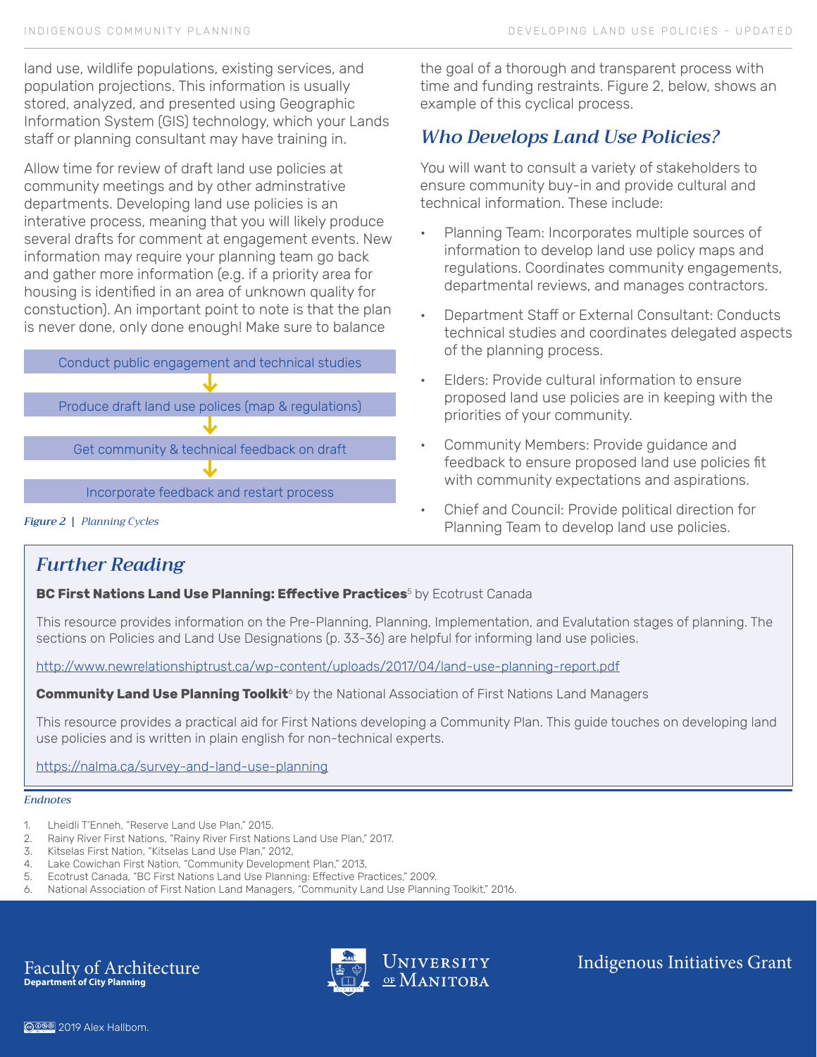land use, wildlife populations, existing services, and population projections. This information is usually stored, analyzed, and presented using Geographic Information System (GIS) technology, which your Lands staff or planning consultant may have training in.

Allow time for review of draft land use policies at community meetings and by other adminstrative departments. Developing land use policies is an interative process, meaning that you will likely produce several drafts for comment at engagement events. New information may require your planning team go back and gather more information (e.g. if a priority area for housing is identified in an area of unknown quality for constuction). An important point to note is that the plan is never done, only done enough! Make sure to balance the goal of a thorough and transparent process with time and funding restraints. Figure 2, below, shows an example of this cyclical process.

Conduct public engagement and technical studies

Produce draft land use polices (map & regulations)

Get community & technical feedback on draft

Incorporate feedback and restart process

*Figure 2 | Planning Cycles*

## Who Develops Land Use Policies?

You will want to consult a variety of stakeholders to ensure community buy-in and provide cultural and technical information. These include:

- Planning Team: Incorporates multiple sources of information to develop land use policy maps and regulations. Coordinates community engagements, departmental reviews, and manages contractors.
- Department Staff or External Consultant: Conducts technical studies and coordinates delegated aspects of the planning process.
- Elders: Provide cultural information to ensure proposed land use policies are in keeping with the priorities of your community.
- Community Members: Provide guidance and feedback to ensure proposed land use policies fit with community expectations and aspirations.
- Chief and Council: Provide political direction for Planning Team to develop land use policies.

## Further Reading

**BC First Nations Land Use Planning: Effective Practices**[5] by Ecotrust Canada

This resource provides information on the Pre-Planning, Planning, Implementation, and Evalutation stages of planning. The sections on Policies and Land Use Designations (p. 33-36) are helpful for informing land use policies.

http://www.newrelationshiptrust.ca/wp-content/uploads/2017/04/land-use-planning-report.pdf

**Community Land Use Planning Toolkit**[6] by the National Association of First Nations Land Managers

This resource provides a practical aid for First Nations developing a Community Plan. This guide touches on developing land use policies and is written in plain english for non-technical experts.

https://nalma.ca/survey-and-land-use-planning

*Endnotes*

1. Lheidli T'Enneh, "Reserve Land Use Plan," 2015.
2. Rainy River First Nations, "Rainy River First Nations Land Use Plan," 2017.
3. Kitselas First Nation, "Kitselas Land Use Plan," 2012,
4. Lake Cowichan First Nation, "Community Development Plan," 2013,
5. Ecotrust Canada, "BC First Nations Land Use Planning: Effective Practices," 2009.
6. National Association of First Nation Land Managers, "Community Land Use Planning Toolkit," 2016.

Faculty of Architecture
**Department of City Planning**

University of Manitoba

Indigenous Initiatives Grant

2019 Alex Hallbom.